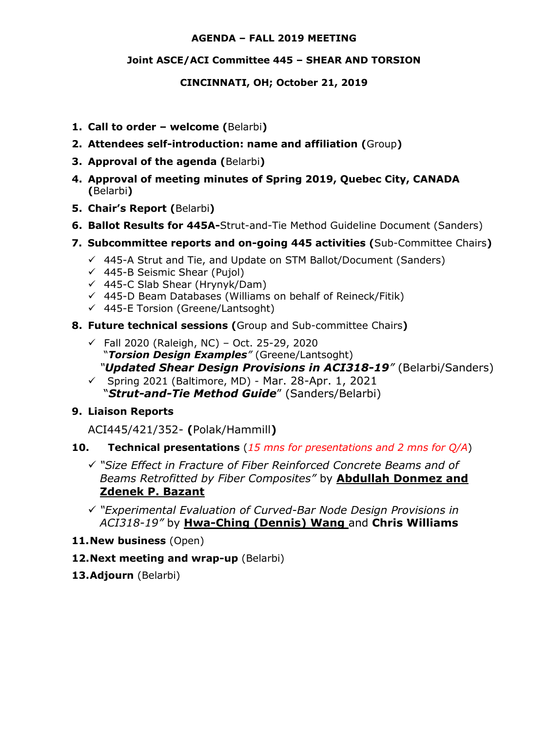**AGENDA – FALL 2019 MEETING**

**Joint ASCE/ACI Committee 445 – SHEAR AND TORSION**

**CINCINNATI, OH; October 21, 2019**

1. **Call to order – welcome (**Belarbi**)**
2. **Attendees self-introduction: name and affiliation (**Group**)**
3. **Approval of the agenda (**Belarbi**)**
4. **Approval of meeting minutes of Spring 2019, Quebec City, CANADA (**Belarbi**)**
5. **Chair's Report (**Belarbi**)**
6. **Ballot Results for 445A-**Strut-and-Tie Method Guideline Document (Sanders)
7. **Subcommittee reports and on-going 445 activities (**Sub-Committee Chairs**)**
   - ✓ 445-A Strut and Tie, and Update on STM Ballot/Document (Sanders)
   - ✓ 445-B Seismic Shear (Pujol)
   - ✓ 445-C Slab Shear (Hrynyk/Dam)
   - ✓ 445-D Beam Databases (Williams on behalf of Reineck/Fitik)
   - ✓ 445-E Torsion (Greene/Lantsoght)
8. **Future technical sessions (**Group and Sub-committee Chairs**)**
   - ✓ Fall 2020 (Raleigh, NC) – Oct. 25-29, 2020
     "***Torsion Design Examples***" (Greene/Lantsoght)
     "***Updated Shear Design Provisions in ACI318-19***" (Belarbi/Sanders)
   - ✓ Spring 2021 (Baltimore, MD) - Mar. 28-Apr. 1, 2021
     "***Strut-and-Tie Method Guide***" (Sanders/Belarbi)
9. **Liaison Reports**

   ACI445/421/352- **(**Polak/Hammill**)**
10. **Technical presentations** (*15 mns for presentations and 2 mns for Q/A*)
    - ✓ *"Size Effect in Fracture of Fiber Reinforced Concrete Beams and of Beams Retrofitted by Fiber Composites"* by **Abdullah Donmez and Zdenek P. Bazant**
    - ✓ *"Experimental Evaluation of Curved-Bar Node Design Provisions in ACI318-19"* by **Hwa-Ching (Dennis) Wang** and **Chris Williams**
11. **New business** (Open)
12. **Next meeting and wrap-up** (Belarbi)
13. **Adjourn** (Belarbi)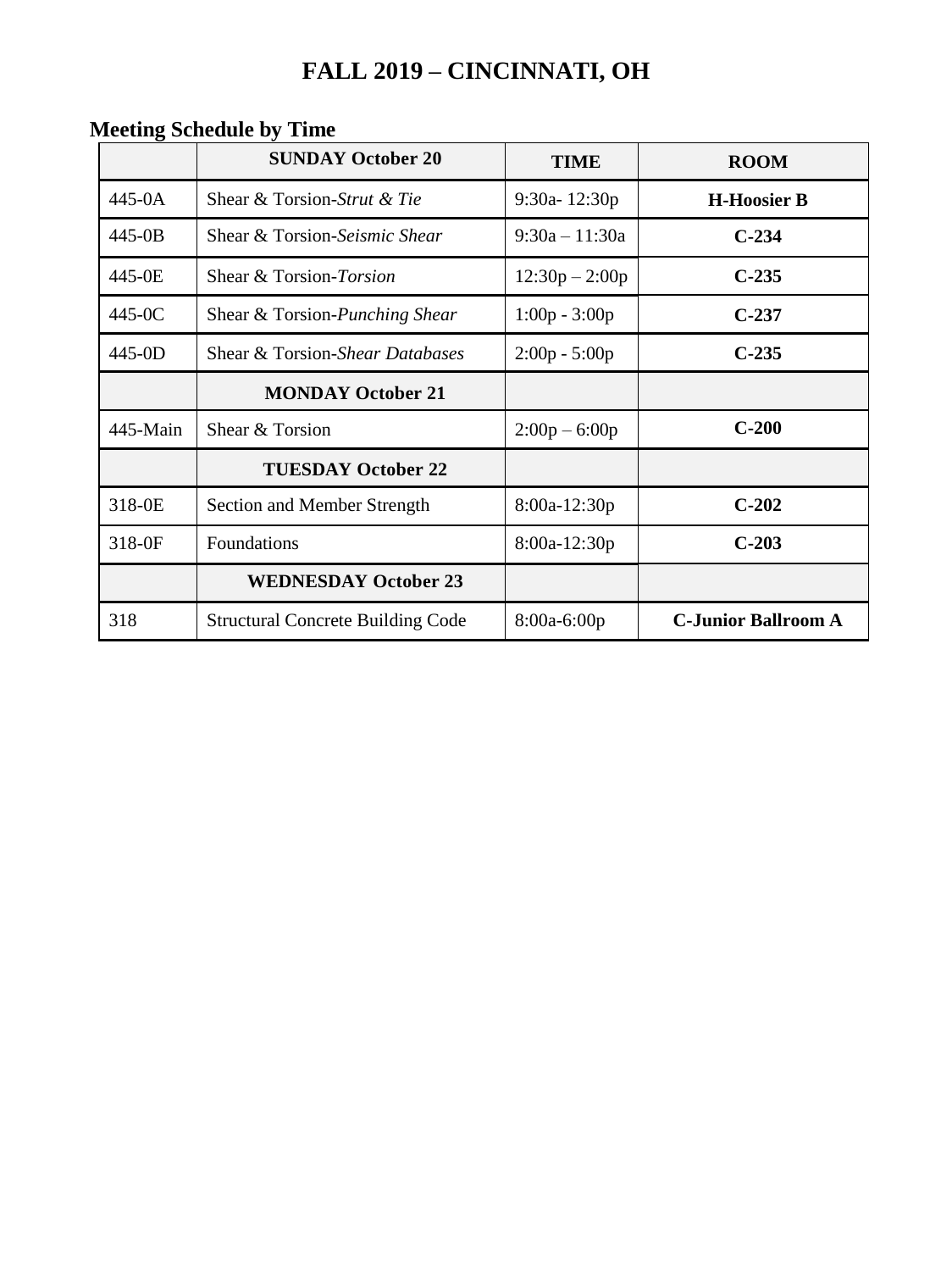# FALL 2019 – CINCINNATI, OH

## Meeting Schedule by Time

| | **SUNDAY October 20** | **TIME** | **ROOM** |
|---|---|---|---|
| 445-0A | Shear & Torsion-*Strut & Tie* | 9:30a- 12:30p | **H-Hoosier B** |
| 445-0B | Shear & Torsion-*Seismic Shear* | 9:30a – 11:30a | **C-234** |
| 445-0E | Shear & Torsion-*Torsion* | 12:30p – 2:00p | **C-235** |
| 445-0C | Shear & Torsion-*Punching Shear* | 1:00p - 3:00p | **C-237** |
| 445-0D | Shear & Torsion-*Shear Databases* | 2:00p - 5:00p | **C-235** |
| | **MONDAY October 21** | | |
| 445-Main | Shear & Torsion | 2:00p – 6:00p | **C-200** |
| | **TUESDAY October 22** | | |
| 318-0E | Section and Member Strength | 8:00a-12:30p | **C-202** |
| 318-0F | Foundations | 8:00a-12:30p | **C-203** |
| | **WEDNESDAY October 23** | | |
| 318 | Structural Concrete Building Code | 8:00a-6:00p | **C-Junior Ballroom A** |